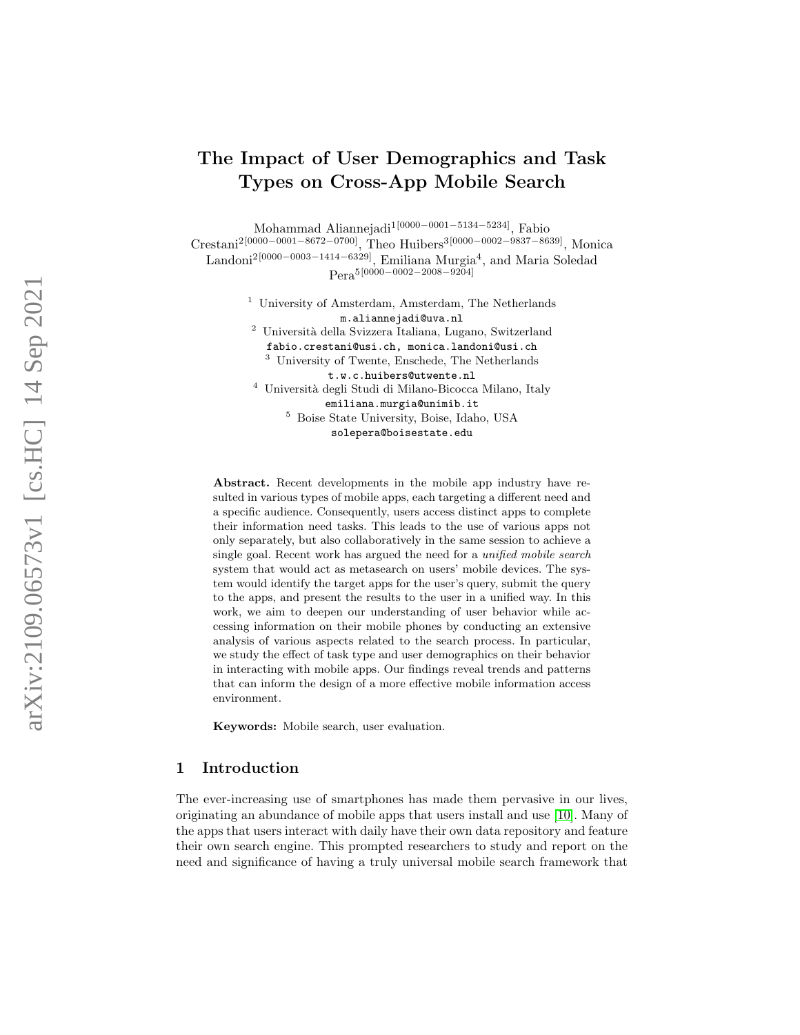# The Impact of User Demographics and Task Types on Cross-App Mobile Search

Mohammad Aliannejadi[1][0000−0001−5134−5234], Fabio Crestani[2][0000−0001−8672−0700], Theo Huibers[3][0000−0002−9837−8639], Monica Landoni[2][0000−0003−1414−6329], Emiliana Murgia[4], and Maria Soledad Pera[5][0000−0002−2008−9204]

[1] University of Amsterdam, Amsterdam, The Netherlands
m.aliannejadi@uva.nl

[2] Università della Svizzera Italiana, Lugano, Switzerland
fabio.crestani@usi.ch, monica.landoni@usi.ch

[3] University of Twente, Enschede, The Netherlands
t.w.c.huibers@utwente.nl

[4] Università degli Studi di Milano-Bicocca Milano, Italy
emiliana.murgia@unimib.it

[5] Boise State University, Boise, Idaho, USA
solepera@boisestate.edu

**Abstract.** Recent developments in the mobile app industry have resulted in various types of mobile apps, each targeting a different need and a specific audience. Consequently, users access distinct apps to complete their information need tasks. This leads to the use of various apps not only separately, but also collaboratively in the same session to achieve a single goal. Recent work has argued the need for a *unified mobile search* system that would act as metasearch on users' mobile devices. The system would identify the target apps for the user's query, submit the query to the apps, and present the results to the user in a unified way. In this work, we aim to deepen our understanding of user behavior while accessing information on their mobile phones by conducting an extensive analysis of various aspects related to the search process. In particular, we study the effect of task type and user demographics on their behavior in interacting with mobile apps. Our findings reveal trends and patterns that can inform the design of a more effective mobile information access environment.

**Keywords:** Mobile search, user evaluation.

## 1 Introduction

The ever-increasing use of smartphones has made them pervasive in our lives, originating an abundance of mobile apps that users install and use [10]. Many of the apps that users interact with daily have their own data repository and feature their own search engine. This prompted researchers to study and report on the need and significance of having a truly universal mobile search framework that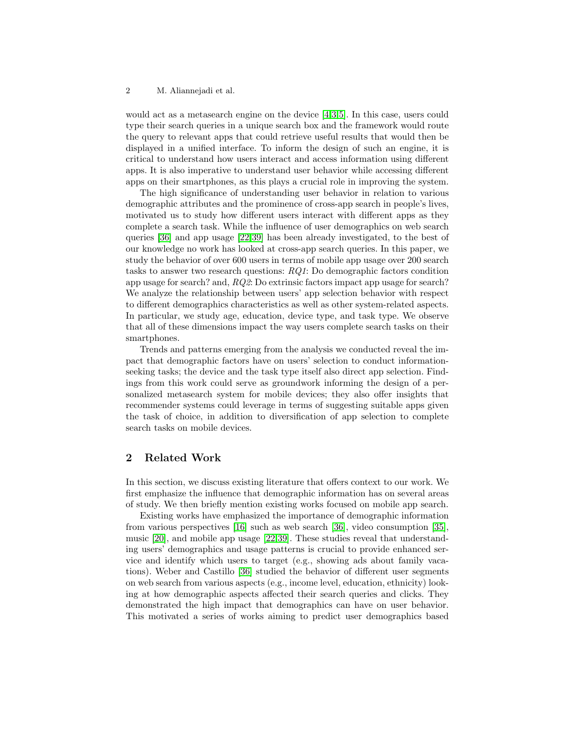would act as a metasearch engine on the device [4,3,5]. In this case, users could type their search queries in a unique search box and the framework would route the query to relevant apps that could retrieve useful results that would then be displayed in a unified interface. To inform the design of such an engine, it is critical to understand how users interact and access information using different apps. It is also imperative to understand user behavior while accessing different apps on their smartphones, as this plays a crucial role in improving the system.

The high significance of understanding user behavior in relation to various demographic attributes and the prominence of cross-app search in people's lives, motivated us to study how different users interact with different apps as they complete a search task. While the influence of user demographics on web search queries [36] and app usage [22,39] has been already investigated, to the best of our knowledge no work has looked at cross-app search queries. In this paper, we study the behavior of over 600 users in terms of mobile app usage over 200 search tasks to answer two research questions: *RQ1*: Do demographic factors condition app usage for search? and, *RQ2*: Do extrinsic factors impact app usage for search? We analyze the relationship between users' app selection behavior with respect to different demographics characteristics as well as other system-related aspects. In particular, we study age, education, device type, and task type. We observe that all of these dimensions impact the way users complete search tasks on their smartphones.

Trends and patterns emerging from the analysis we conducted reveal the impact that demographic factors have on users' selection to conduct information-seeking tasks; the device and the task type itself also direct app selection. Findings from this work could serve as groundwork informing the design of a personalized metasearch system for mobile devices; they also offer insights that recommender systems could leverage in terms of suggesting suitable apps given the task of choice, in addition to diversification of app selection to complete search tasks on mobile devices.

## 2 Related Work

In this section, we discuss existing literature that offers context to our work. We first emphasize the influence that demographic information has on several areas of study. We then briefly mention existing works focused on mobile app search.

Existing works have emphasized the importance of demographic information from various perspectives [16] such as web search [36], video consumption [35], music [20], and mobile app usage [22,39]. These studies reveal that understanding users' demographics and usage patterns is crucial to provide enhanced service and identify which users to target (e.g., showing ads about family vacations). Weber and Castillo [36] studied the behavior of different user segments on web search from various aspects (e.g., income level, education, ethnicity) looking at how demographic aspects affected their search queries and clicks. They demonstrated the high impact that demographics can have on user behavior. This motivated a series of works aiming to predict user demographics based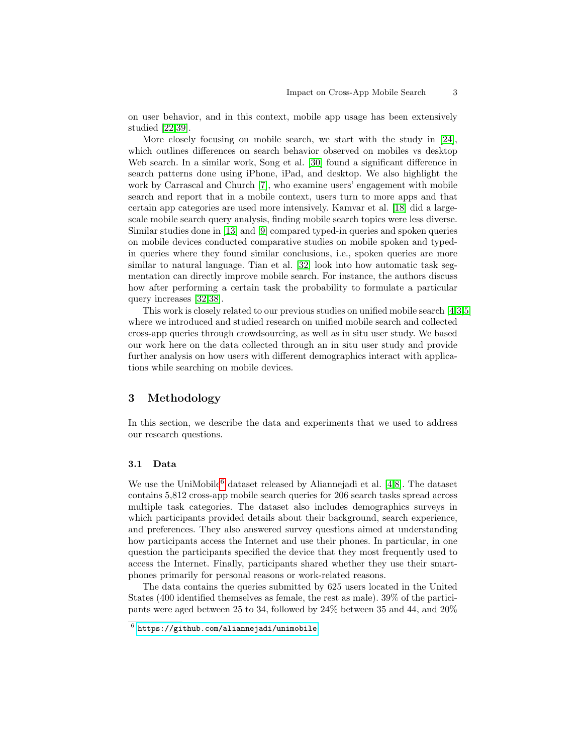on user behavior, and in this context, mobile app usage has been extensively studied [22,39].

More closely focusing on mobile search, we start with the study in [24], which outlines differences on search behavior observed on mobiles vs desktop Web search. In a similar work, Song et al. [30] found a significant difference in search patterns done using iPhone, iPad, and desktop. We also highlight the work by Carrascal and Church [7], who examine users' engagement with mobile search and report that in a mobile context, users turn to more apps and that certain app categories are used more intensively. Kamvar et al. [18] did a large-scale mobile search query analysis, finding mobile search topics were less diverse. Similar studies done in [13] and [9] compared typed-in queries and spoken queries on mobile devices conducted comparative studies on mobile spoken and typed-in queries where they found similar conclusions, i.e., spoken queries are more similar to natural language. Tian et al. [32] look into how automatic task segmentation can directly improve mobile search. For instance, the authors discuss how after performing a certain task the probability to formulate a particular query increases [32,38].

This work is closely related to our previous studies on unified mobile search [4,3,5] where we introduced and studied research on unified mobile search and collected cross-app queries through crowdsourcing, as well as in situ user study. We based our work here on the data collected through an in situ user study and provide further analysis on how users with different demographics interact with applications while searching on mobile devices.

## 3 Methodology

In this section, we describe the data and experiments that we used to address our research questions.

### 3.1 Data

We use the UniMobile[6] dataset released by Aliannejadi et al. [4,8]. The dataset contains 5,812 cross-app mobile search queries for 206 search tasks spread across multiple task categories. The dataset also includes demographics surveys in which participants provided details about their background, search experience, and preferences. They also answered survey questions aimed at understanding how participants access the Internet and use their phones. In particular, in one question the participants specified the device that they most frequently used to access the Internet. Finally, participants shared whether they use their smartphones primarily for personal reasons or work-related reasons.

The data contains the queries submitted by 625 users located in the United States (400 identified themselves as female, the rest as male). 39% of the participants were aged between 25 to 34, followed by 24% between 35 and 44, and 20%

[6] https://github.com/aliannejadi/unimobile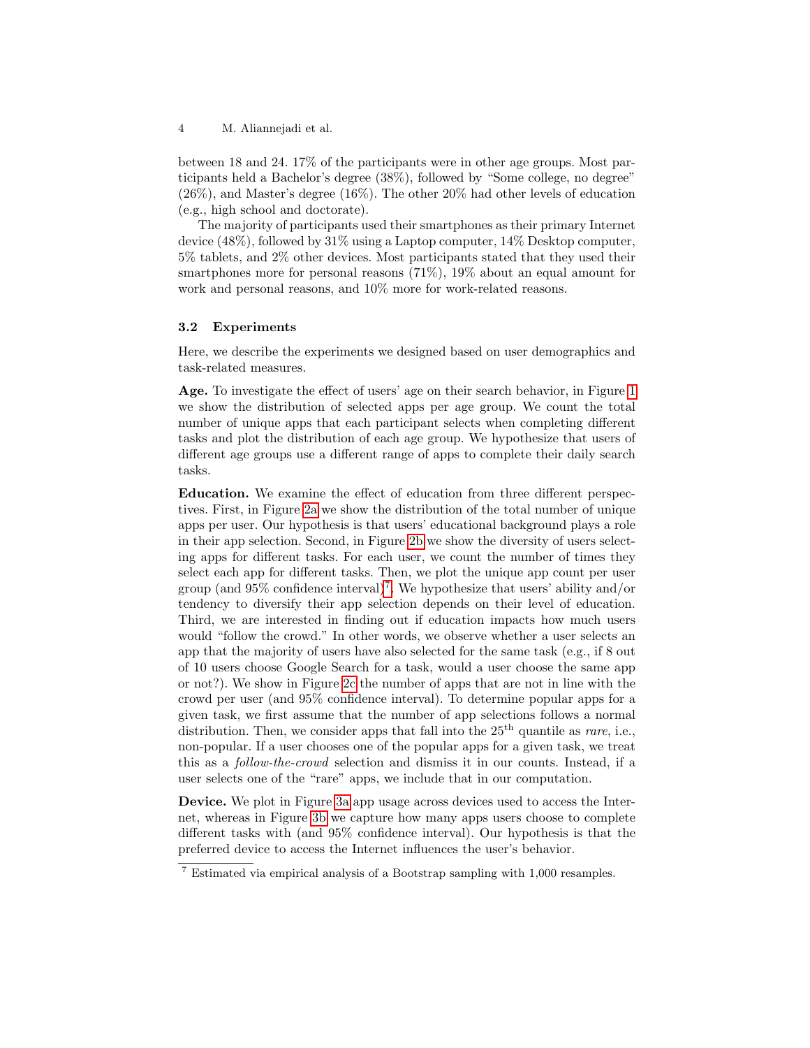between 18 and 24. 17% of the participants were in other age groups. Most participants held a Bachelor's degree (38%), followed by "Some college, no degree" (26%), and Master's degree (16%). The other 20% had other levels of education (e.g., high school and doctorate).

The majority of participants used their smartphones as their primary Internet device (48%), followed by 31% using a Laptop computer, 14% Desktop computer, 5% tablets, and 2% other devices. Most participants stated that they used their smartphones more for personal reasons (71%), 19% about an equal amount for work and personal reasons, and 10% more for work-related reasons.

### 3.2 Experiments

Here, we describe the experiments we designed based on user demographics and task-related measures.

**Age.** To investigate the effect of users' age on their search behavior, in Figure 1 we show the distribution of selected apps per age group. We count the total number of unique apps that each participant selects when completing different tasks and plot the distribution of each age group. We hypothesize that users of different age groups use a different range of apps to complete their daily search tasks.

**Education.** We examine the effect of education from three different perspectives. First, in Figure 2a we show the distribution of the total number of unique apps per user. Our hypothesis is that users' educational background plays a role in their app selection. Second, in Figure 2b we show the diversity of users selecting apps for different tasks. For each user, we count the number of times they select each app for different tasks. Then, we plot the unique app count per user group (and 95% confidence interval)[7]. We hypothesize that users' ability and/or tendency to diversify their app selection depends on their level of education. Third, we are interested in finding out if education impacts how much users would "follow the crowd." In other words, we observe whether a user selects an app that the majority of users have also selected for the same task (e.g., if 8 out of 10 users choose Google Search for a task, would a user choose the same app or not?). We show in Figure 2c the number of apps that are not in line with the crowd per user (and 95% confidence interval). To determine popular apps for a given task, we first assume that the number of app selections follows a normal distribution. Then, we consider apps that fall into the 25$^{\text{th}}$ quantile as *rare*, i.e., non-popular. If a user chooses one of the popular apps for a given task, we treat this as a *follow-the-crowd* selection and dismiss it in our counts. Instead, if a user selects one of the "rare" apps, we include that in our computation.

**Device.** We plot in Figure 3a app usage across devices used to access the Internet, whereas in Figure 3b we capture how many apps users choose to complete different tasks with (and 95% confidence interval). Our hypothesis is that the preferred device to access the Internet influences the user's behavior.

---

[7] Estimated via empirical analysis of a Bootstrap sampling with 1,000 resamples.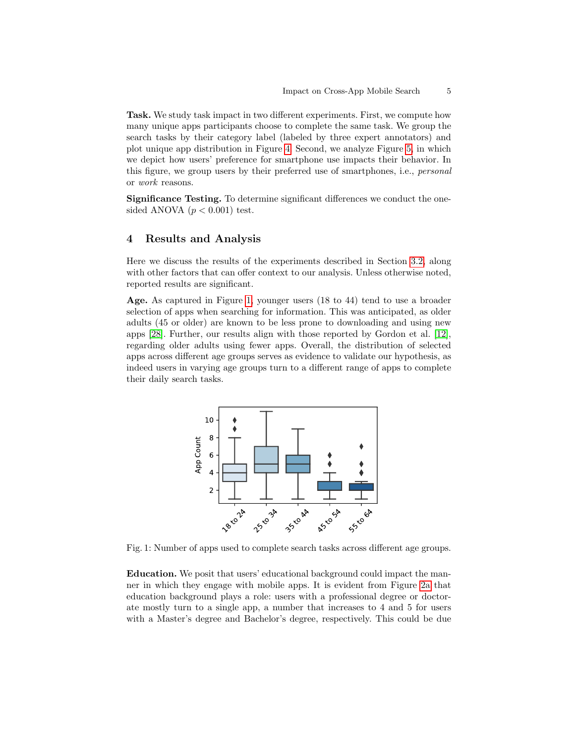**Task.** We study task impact in two different experiments. First, we compute how many unique apps participants choose to complete the same task. We group the search tasks by their category label (labeled by three expert annotators) and plot unique app distribution in Figure 4. Second, we analyze Figure 5, in which we depict how users' preference for smartphone use impacts their behavior. In this figure, we group users by their preferred use of smartphones, i.e., *personal* or *work* reasons.

**Significance Testing.** To determine significant differences we conduct the one-sided ANOVA ($p < 0.001$) test.

## 4 Results and Analysis

Here we discuss the results of the experiments described in Section 3.2, along with other factors that can offer context to our analysis. Unless otherwise noted, reported results are significant.

**Age.** As captured in Figure 1, younger users (18 to 44) tend to use a broader selection of apps when searching for information. This was anticipated, as older adults (45 or older) are known to be less prone to downloading and using new apps [28]. Further, our results align with those reported by Gordon et al. [12], regarding older adults using fewer apps. Overall, the distribution of selected apps across different age groups serves as evidence to validate our hypothesis, as indeed users in varying age groups turn to a different range of apps to complete their daily search tasks.

Fig. 1: Number of apps used to complete search tasks across different age groups.

**Education.** We posit that users' educational background could impact the manner in which they engage with mobile apps. It is evident from Figure 2a that education background plays a role: users with a professional degree or doctorate mostly turn to a single app, a number that increases to 4 and 5 for users with a Master's degree and Bachelor's degree, respectively. This could be due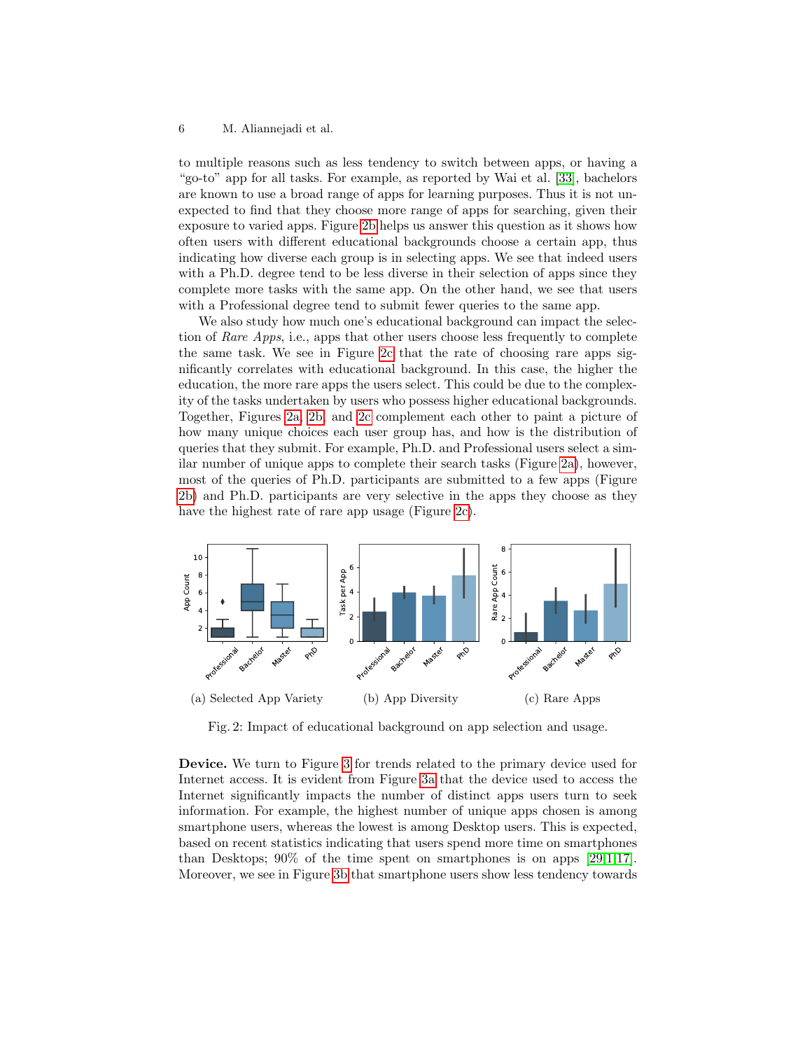to multiple reasons such as less tendency to switch between apps, or having a "go-to" app for all tasks. For example, as reported by Wai et al. [33], bachelors are known to use a broad range of apps for learning purposes. Thus it is not unexpected to find that they choose more range of apps for searching, given their exposure to varied apps. Figure 2b helps us answer this question as it shows how often users with different educational backgrounds choose a certain app, thus indicating how diverse each group is in selecting apps. We see that indeed users with a Ph.D. degree tend to be less diverse in their selection of apps since they complete more tasks with the same app. On the other hand, we see that users with a Professional degree tend to submit fewer queries to the same app.

We also study how much one's educational background can impact the selection of *Rare Apps*, i.e., apps that other users choose less frequently to complete the same task. We see in Figure 2c that the rate of choosing rare apps significantly correlates with educational background. In this case, the higher the education, the more rare apps the users select. This could be due to the complexity of the tasks undertaken by users who possess higher educational backgrounds. Together, Figures 2a, 2b, and 2c complement each other to paint a picture of how many unique choices each user group has, and how is the distribution of queries that they submit. For example, Ph.D. and Professional users select a similar number of unique apps to complete their search tasks (Figure 2a), however, most of the queries of Ph.D. participants are submitted to a few apps (Figure 2b) and Ph.D. participants are very selective in the apps they choose as they have the highest rate of rare app usage (Figure 2c).

(a) Selected App Variety (b) App Diversity (c) Rare Apps

Fig. 2: Impact of educational background on app selection and usage.

**Device.** We turn to Figure 3 for trends related to the primary device used for Internet access. It is evident from Figure 3a that the device used to access the Internet significantly impacts the number of distinct apps users turn to seek information. For example, the highest number of unique apps chosen is among smartphone users, whereas the lowest is among Desktop users. This is expected, based on recent statistics indicating that users spend more time on smartphones than Desktops; 90% of the time spent on smartphones is on apps [29,1,17]. Moreover, we see in Figure 3b that smartphone users show less tendency towards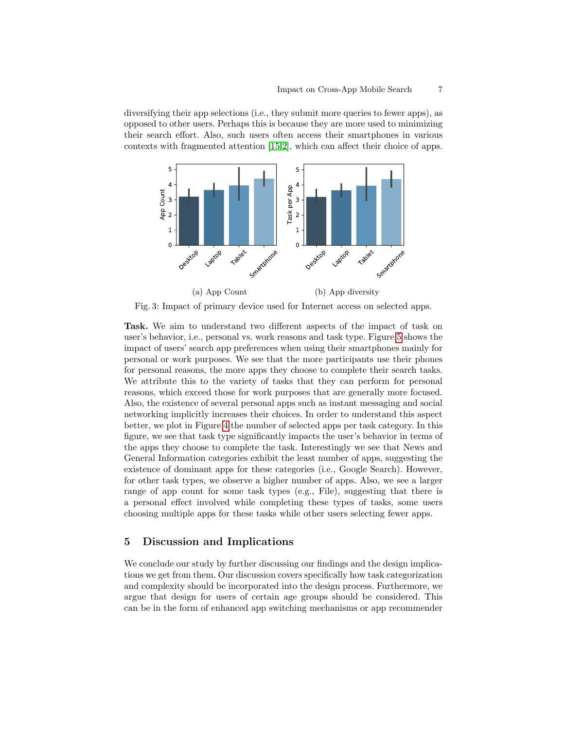diversifying their app selections (i.e., they submit more queries to fewer apps), as opposed to other users. Perhaps this is because they are more used to minimizing their search effort. Also, such users often access their smartphones in various contexts with fragmented attention [15,2], which can affect their choice of apps.

(a) App Count (b) App diversity

Fig. 3: Impact of primary device used for Internet access on selected apps.

**Task.** We aim to understand two different aspects of the impact of task on user's behavior, i.e., personal vs. work reasons and task type. Figure 5 shows the impact of users' search app preferences when using their smartphones mainly for personal or work purposes. We see that the more participants use their phones for personal reasons, the more apps they choose to complete their search tasks. We attribute this to the variety of tasks that they can perform for personal reasons, which exceed those for work purposes that are generally more focused. Also, the existence of several personal apps such as instant messaging and social networking implicitly increases their choices. In order to understand this aspect better, we plot in Figure 4 the number of selected apps per task category. In this figure, we see that task type significantly impacts the user's behavior in terms of the apps they choose to complete the task. Interestingly we see that News and General Information categories exhibit the least number of apps, suggesting the existence of dominant apps for these categories (i.e., Google Search). However, for other task types, we observe a higher number of apps. Also, we see a larger range of app count for some task types (e.g., File), suggesting that there is a personal effect involved while completing these types of tasks, some users choosing multiple apps for these tasks while other users selecting fewer apps.

## 5 Discussion and Implications

We conclude our study by further discussing our findings and the design implications we get from them. Our discussion covers specifically how task categorization and complexity should be incorporated into the design process. Furthermore, we argue that design for users of certain age groups should be considered. This can be in the form of enhanced app switching mechanisms or app recommender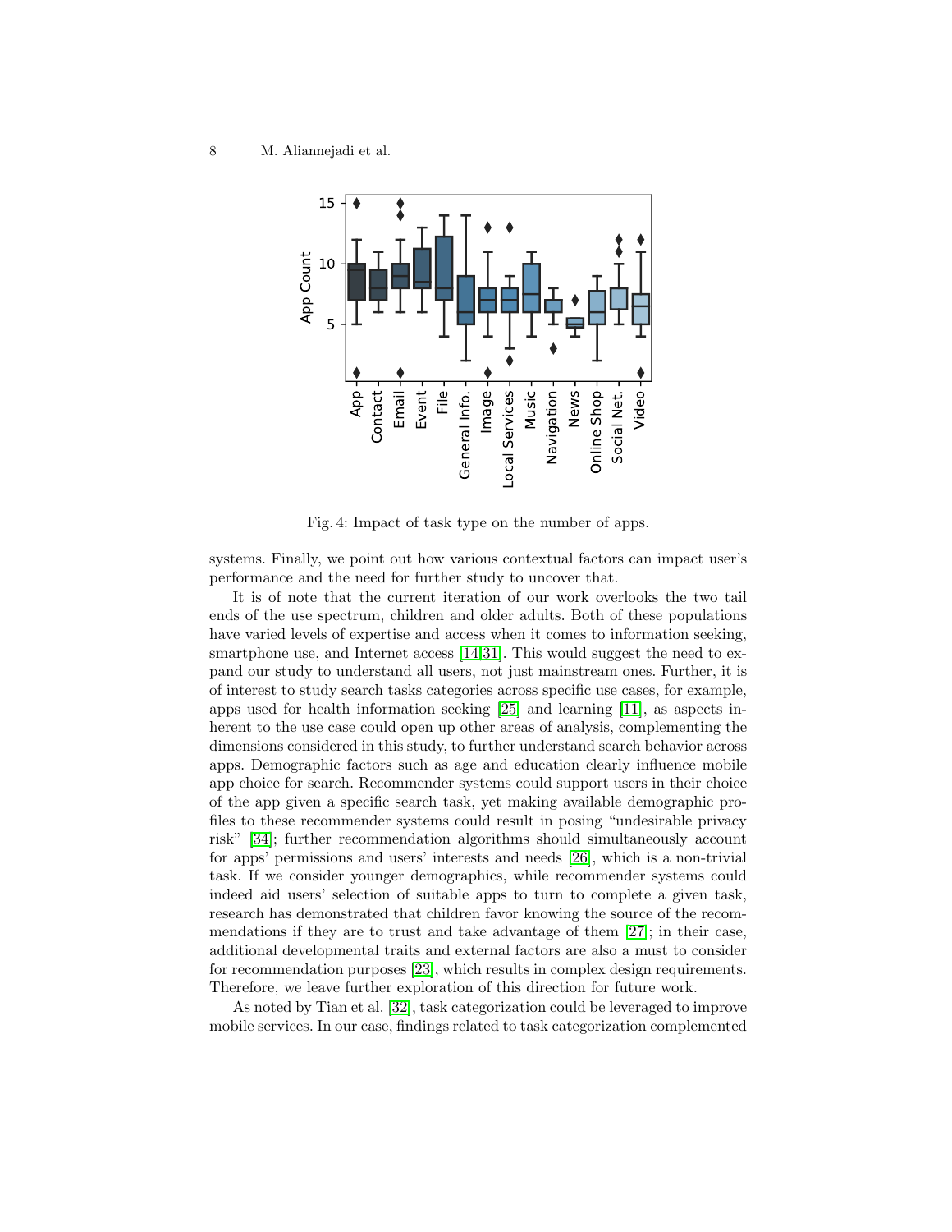Fig. 4: Impact of task type on the number of apps.

systems. Finally, we point out how various contextual factors can impact user's performance and the need for further study to uncover that.

It is of note that the current iteration of our work overlooks the two tail ends of the use spectrum, children and older adults. Both of these populations have varied levels of expertise and access when it comes to information seeking, smartphone use, and Internet access [14,31]. This would suggest the need to expand our study to understand all users, not just mainstream ones. Further, it is of interest to study search tasks categories across specific use cases, for example, apps used for health information seeking [25] and learning [11], as aspects inherent to the use case could open up other areas of analysis, complementing the dimensions considered in this study, to further understand search behavior across apps. Demographic factors such as age and education clearly influence mobile app choice for search. Recommender systems could support users in their choice of the app given a specific search task, yet making available demographic profiles to these recommender systems could result in posing "undesirable privacy risk" [34]; further recommendation algorithms should simultaneously account for apps' permissions and users' interests and needs [26], which is a non-trivial task. If we consider younger demographics, while recommender systems could indeed aid users' selection of suitable apps to turn to complete a given task, research has demonstrated that children favor knowing the source of the recommendations if they are to trust and take advantage of them [27]; in their case, additional developmental traits and external factors are also a must to consider for recommendation purposes [23], which results in complex design requirements. Therefore, we leave further exploration of this direction for future work.

As noted by Tian et al. [32], task categorization could be leveraged to improve mobile services. In our case, findings related to task categorization complemented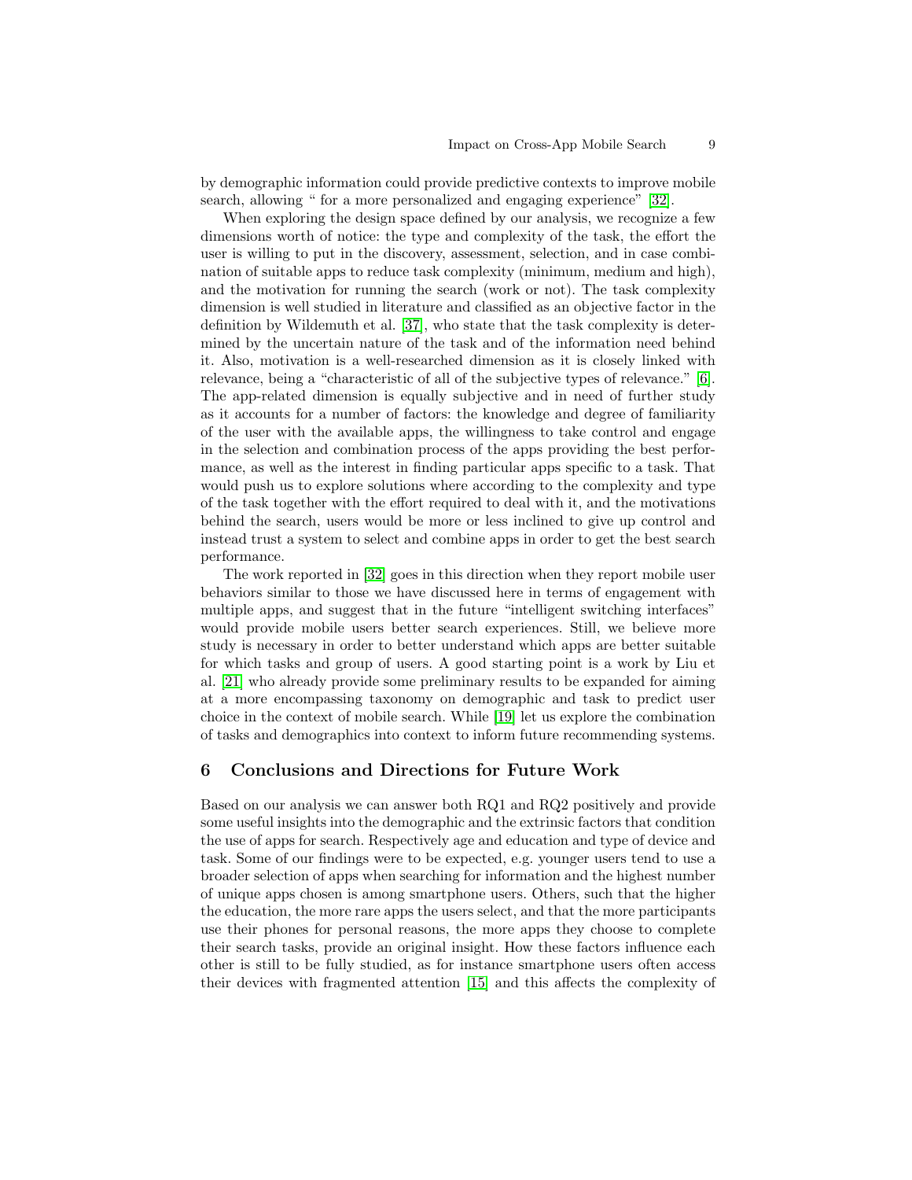by demographic information could provide predictive contexts to improve mobile search, allowing " for a more personalized and engaging experience" [32].

When exploring the design space defined by our analysis, we recognize a few dimensions worth of notice: the type and complexity of the task, the effort the user is willing to put in the discovery, assessment, selection, and in case combination of suitable apps to reduce task complexity (minimum, medium and high), and the motivation for running the search (work or not). The task complexity dimension is well studied in literature and classified as an objective factor in the definition by Wildemuth et al. [37], who state that the task complexity is determined by the uncertain nature of the task and of the information need behind it. Also, motivation is a well-researched dimension as it is closely linked with relevance, being a "characteristic of all of the subjective types of relevance." [6]. The app-related dimension is equally subjective and in need of further study as it accounts for a number of factors: the knowledge and degree of familiarity of the user with the available apps, the willingness to take control and engage in the selection and combination process of the apps providing the best performance, as well as the interest in finding particular apps specific to a task. That would push us to explore solutions where according to the complexity and type of the task together with the effort required to deal with it, and the motivations behind the search, users would be more or less inclined to give up control and instead trust a system to select and combine apps in order to get the best search performance.

The work reported in [32] goes in this direction when they report mobile user behaviors similar to those we have discussed here in terms of engagement with multiple apps, and suggest that in the future "intelligent switching interfaces" would provide mobile users better search experiences. Still, we believe more study is necessary in order to better understand which apps are better suitable for which tasks and group of users. A good starting point is a work by Liu et al. [21] who already provide some preliminary results to be expanded for aiming at a more encompassing taxonomy on demographic and task to predict user choice in the context of mobile search. While [19] let us explore the combination of tasks and demographics into context to inform future recommending systems.

## 6 Conclusions and Directions for Future Work

Based on our analysis we can answer both RQ1 and RQ2 positively and provide some useful insights into the demographic and the extrinsic factors that condition the use of apps for search. Respectively age and education and type of device and task. Some of our findings were to be expected, e.g. younger users tend to use a broader selection of apps when searching for information and the highest number of unique apps chosen is among smartphone users. Others, such that the higher the education, the more rare apps the users select, and that the more participants use their phones for personal reasons, the more apps they choose to complete their search tasks, provide an original insight. How these factors influence each other is still to be fully studied, as for instance smartphone users often access their devices with fragmented attention [15] and this affects the complexity of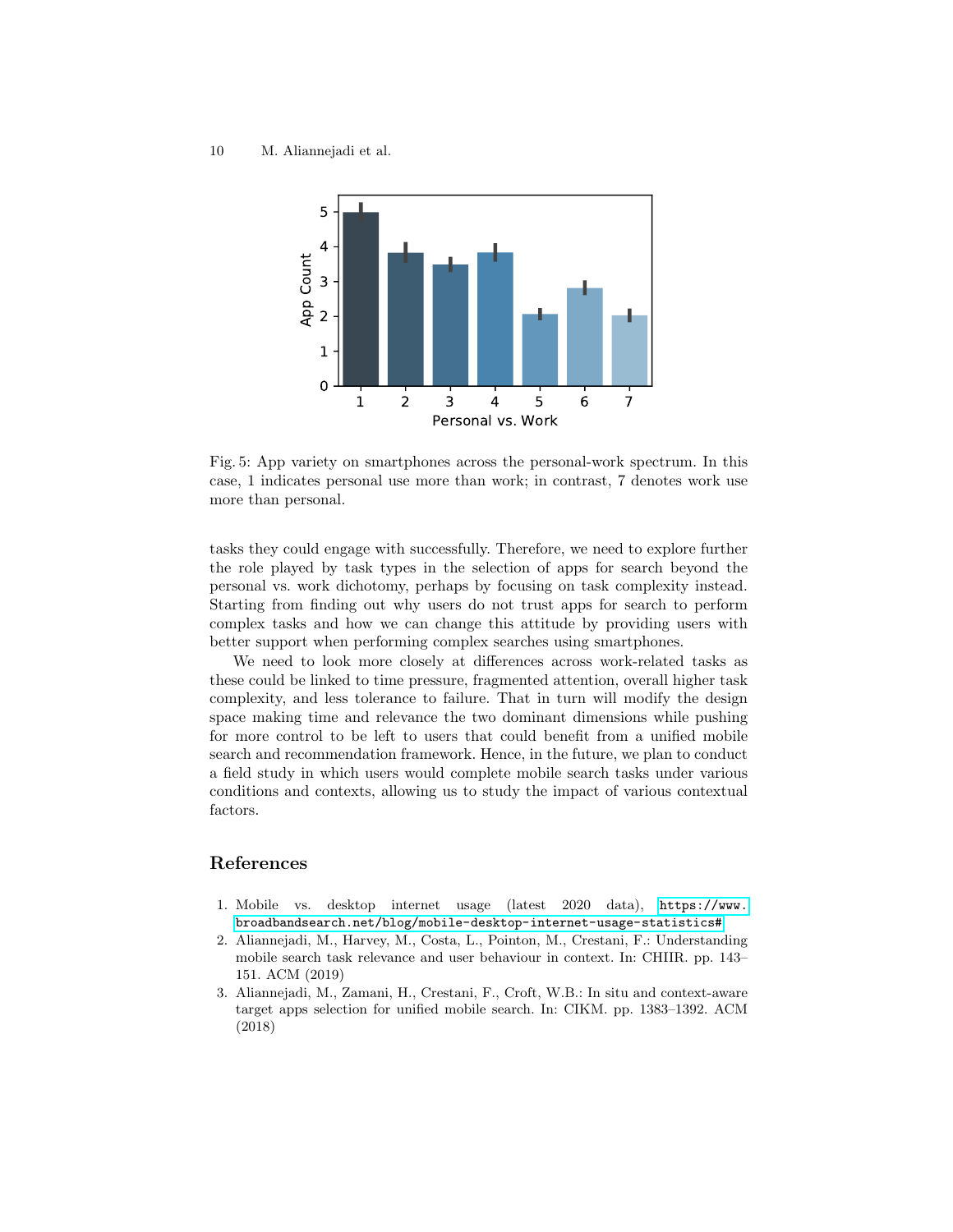Fig. 5: App variety on smartphones across the personal-work spectrum. In this case, 1 indicates personal use more than work; in contrast, 7 denotes work use more than personal.

tasks they could engage with successfully. Therefore, we need to explore further the role played by task types in the selection of apps for search beyond the personal vs. work dichotomy, perhaps by focusing on task complexity instead. Starting from finding out why users do not trust apps for search to perform complex tasks and how we can change this attitude by providing users with better support when performing complex searches using smartphones.

We need to look more closely at differences across work-related tasks as these could be linked to time pressure, fragmented attention, overall higher task complexity, and less tolerance to failure. That in turn will modify the design space making time and relevance the two dominant dimensions while pushing for more control to be left to users that could benefit from a unified mobile search and recommendation framework. Hence, in the future, we plan to conduct a field study in which users would complete mobile search tasks under various conditions and contexts, allowing us to study the impact of various contextual factors.

## References

1. Mobile vs. desktop internet usage (latest 2020 data), https://www.broadbandsearch.net/blog/mobile-desktop-internet-usage-statistics#
2. Aliannejadi, M., Harvey, M., Costa, L., Pointon, M., Crestani, F.: Understanding mobile search task relevance and user behaviour in context. In: CHIIR. pp. 143–151. ACM (2019)
3. Aliannejadi, M., Zamani, H., Crestani, F., Croft, W.B.: In situ and context-aware target apps selection for unified mobile search. In: CIKM. pp. 1383–1392. ACM (2018)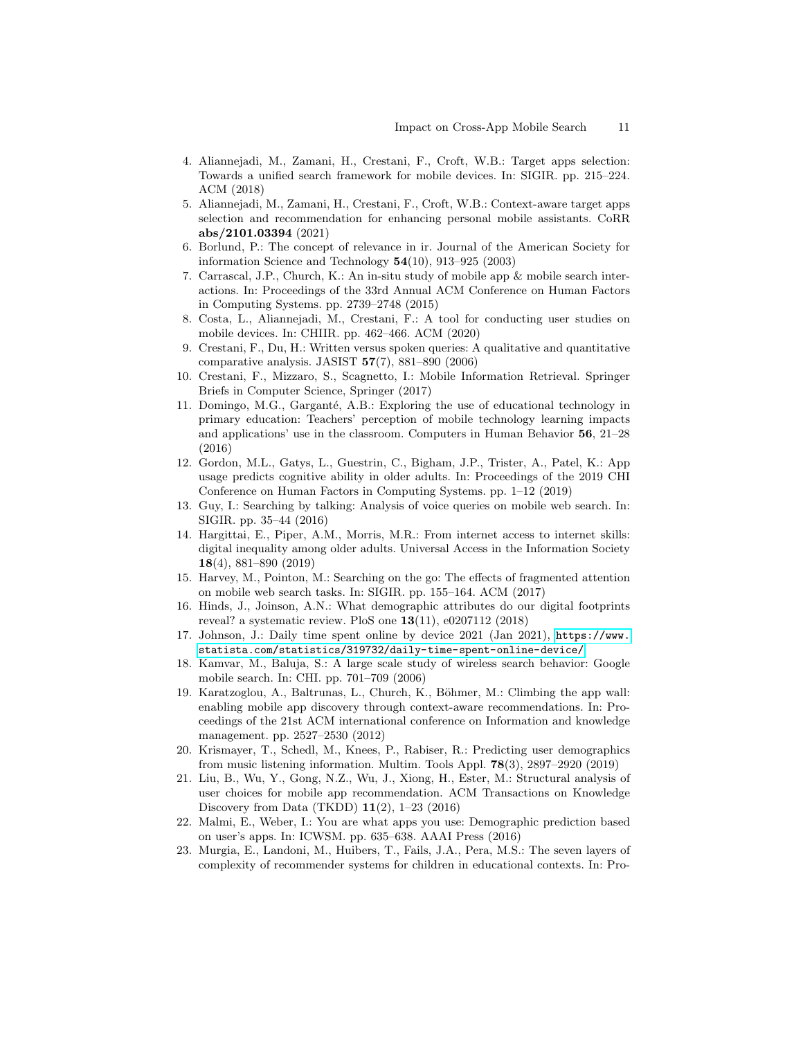4. Aliannejadi, M., Zamani, H., Crestani, F., Croft, W.B.: Target apps selection: Towards a unified search framework for mobile devices. In: SIGIR. pp. 215–224. ACM (2018)
5. Aliannejadi, M., Zamani, H., Crestani, F., Croft, W.B.: Context-aware target apps selection and recommendation for enhancing personal mobile assistants. CoRR **abs/2101.03394** (2021)
6. Borlund, P.: The concept of relevance in ir. Journal of the American Society for information Science and Technology **54**(10), 913–925 (2003)
7. Carrascal, J.P., Church, K.: An in-situ study of mobile app & mobile search interactions. In: Proceedings of the 33rd Annual ACM Conference on Human Factors in Computing Systems. pp. 2739–2748 (2015)
8. Costa, L., Aliannejadi, M., Crestani, F.: A tool for conducting user studies on mobile devices. In: CHIIR. pp. 462–466. ACM (2020)
9. Crestani, F., Du, H.: Written versus spoken queries: A qualitative and quantitative comparative analysis. JASIST **57**(7), 881–890 (2006)
10. Crestani, F., Mizzaro, S., Scagnetto, I.: Mobile Information Retrieval. Springer Briefs in Computer Science, Springer (2017)
11. Domingo, M.G., Garganté, A.B.: Exploring the use of educational technology in primary education: Teachers' perception of mobile technology learning impacts and applications' use in the classroom. Computers in Human Behavior **56**, 21–28 (2016)
12. Gordon, M.L., Gatys, L., Guestrin, C., Bigham, J.P., Trister, A., Patel, K.: App usage predicts cognitive ability in older adults. In: Proceedings of the 2019 CHI Conference on Human Factors in Computing Systems. pp. 1–12 (2019)
13. Guy, I.: Searching by talking: Analysis of voice queries on mobile web search. In: SIGIR. pp. 35–44 (2016)
14. Hargittai, E., Piper, A.M., Morris, M.R.: From internet access to internet skills: digital inequality among older adults. Universal Access in the Information Society **18**(4), 881–890 (2019)
15. Harvey, M., Pointon, M.: Searching on the go: The effects of fragmented attention on mobile web search tasks. In: SIGIR. pp. 155–164. ACM (2017)
16. Hinds, J., Joinson, A.N.: What demographic attributes do our digital footprints reveal? a systematic review. PloS one **13**(11), e0207112 (2018)
17. Johnson, J.: Daily time spent online by device 2021 (Jan 2021), https://www.statista.com/statistics/319732/daily-time-spent-online-device/
18. Kamvar, M., Baluja, S.: A large scale study of wireless search behavior: Google mobile search. In: CHI. pp. 701–709 (2006)
19. Karatzoglou, A., Baltrunas, L., Church, K., Böhmer, M.: Climbing the app wall: enabling mobile app discovery through context-aware recommendations. In: Proceedings of the 21st ACM international conference on Information and knowledge management. pp. 2527–2530 (2012)
20. Krismayer, T., Schedl, M., Knees, P., Rabiser, R.: Predicting user demographics from music listening information. Multim. Tools Appl. **78**(3), 2897–2920 (2019)
21. Liu, B., Wu, Y., Gong, N.Z., Wu, J., Xiong, H., Ester, M.: Structural analysis of user choices for mobile app recommendation. ACM Transactions on Knowledge Discovery from Data (TKDD) **11**(2), 1–23 (2016)
22. Malmi, E., Weber, I.: You are what apps you use: Demographic prediction based on user's apps. In: ICWSM. pp. 635–638. AAAI Press (2016)
23. Murgia, E., Landoni, M., Huibers, T., Fails, J.A., Pera, M.S.: The seven layers of complexity of recommender systems for children in educational contexts. In: Pro-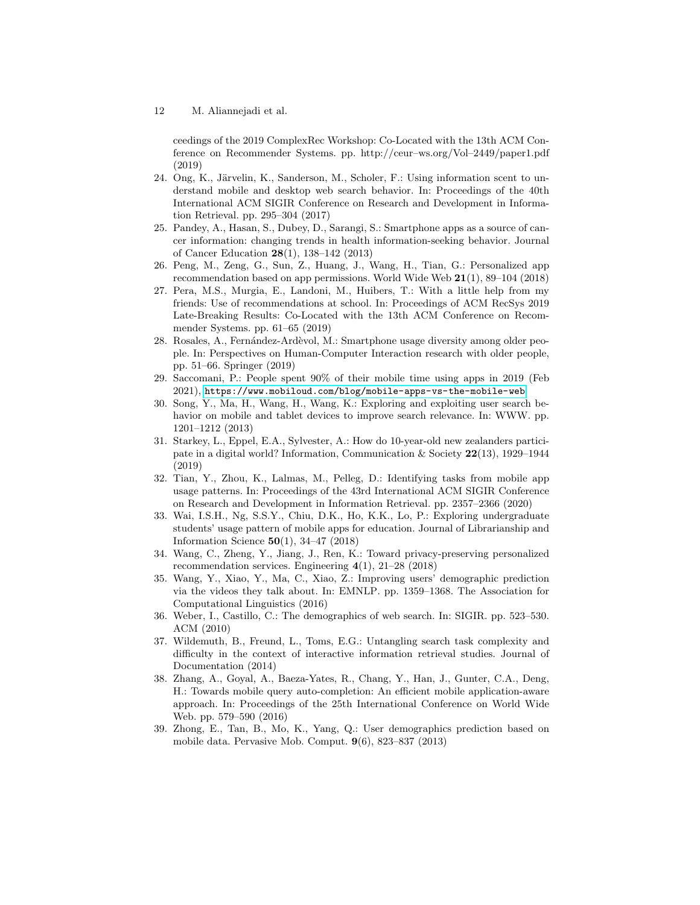ceedings of the 2019 ComplexRec Workshop: Co-Located with the 13th ACM Conference on Recommender Systems. pp. http://ceur–ws.org/Vol–2449/paper1.pdf (2019)

24. Ong, K., Järvelin, K., Sanderson, M., Scholer, F.: Using information scent to understand mobile and desktop web search behavior. In: Proceedings of the 40th International ACM SIGIR Conference on Research and Development in Information Retrieval. pp. 295–304 (2017)
25. Pandey, A., Hasan, S., Dubey, D., Sarangi, S.: Smartphone apps as a source of cancer information: changing trends in health information-seeking behavior. Journal of Cancer Education **28**(1), 138–142 (2013)
26. Peng, M., Zeng, G., Sun, Z., Huang, J., Wang, H., Tian, G.: Personalized app recommendation based on app permissions. World Wide Web **21**(1), 89–104 (2018)
27. Pera, M.S., Murgia, E., Landoni, M., Huibers, T.: With a little help from my friends: Use of recommendations at school. In: Proceedings of ACM RecSys 2019 Late-Breaking Results: Co-Located with the 13th ACM Conference on Recommender Systems. pp. 61–65 (2019)
28. Rosales, A., Fernández-Ardèvol, M.: Smartphone usage diversity among older people. In: Perspectives on Human-Computer Interaction research with older people, pp. 51–66. Springer (2019)
29. Saccomani, P.: People spent 90% of their mobile time using apps in 2019 (Feb 2021), https://www.mobiloud.com/blog/mobile-apps-vs-the-mobile-web
30. Song, Y., Ma, H., Wang, H., Wang, K.: Exploring and exploiting user search behavior on mobile and tablet devices to improve search relevance. In: WWW. pp. 1201–1212 (2013)
31. Starkey, L., Eppel, E.A., Sylvester, A.: How do 10-year-old new zealanders participate in a digital world? Information, Communication & Society **22**(13), 1929–1944 (2019)
32. Tian, Y., Zhou, K., Lalmas, M., Pelleg, D.: Identifying tasks from mobile app usage patterns. In: Proceedings of the 43rd International ACM SIGIR Conference on Research and Development in Information Retrieval. pp. 2357–2366 (2020)
33. Wai, I.S.H., Ng, S.S.Y., Chiu, D.K., Ho, K.K., Lo, P.: Exploring undergraduate students' usage pattern of mobile apps for education. Journal of Librarianship and Information Science **50**(1), 34–47 (2018)
34. Wang, C., Zheng, Y., Jiang, J., Ren, K.: Toward privacy-preserving personalized recommendation services. Engineering **4**(1), 21–28 (2018)
35. Wang, Y., Xiao, Y., Ma, C., Xiao, Z.: Improving users' demographic prediction via the videos they talk about. In: EMNLP. pp. 1359–1368. The Association for Computational Linguistics (2016)
36. Weber, I., Castillo, C.: The demographics of web search. In: SIGIR. pp. 523–530. ACM (2010)
37. Wildemuth, B., Freund, L., Toms, E.G.: Untangling search task complexity and difficulty in the context of interactive information retrieval studies. Journal of Documentation (2014)
38. Zhang, A., Goyal, A., Baeza-Yates, R., Chang, Y., Han, J., Gunter, C.A., Deng, H.: Towards mobile query auto-completion: An efficient mobile application-aware approach. In: Proceedings of the 25th International Conference on World Wide Web. pp. 579–590 (2016)
39. Zhong, E., Tan, B., Mo, K., Yang, Q.: User demographics prediction based on mobile data. Pervasive Mob. Comput. **9**(6), 823–837 (2013)